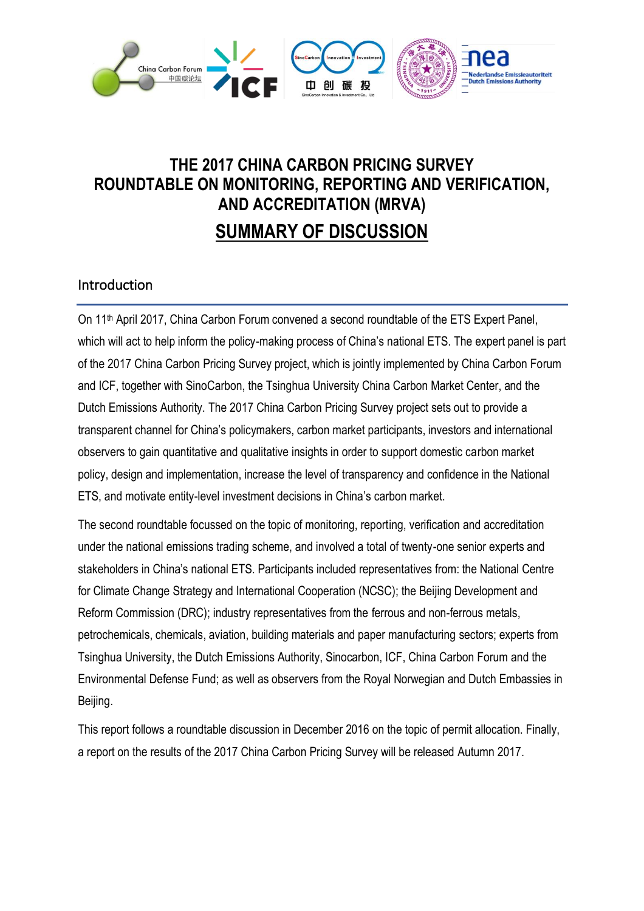# THE 2017 CHINA CARBON PRICING SURVEY
# ROUNDTABLE ON MONITORING, REPORTING AND VERIFICATION, AND ACCREDITATION (MRVA)

## SUMMARY OF DISCUSSION

## Introduction

On 11th April 2017, China Carbon Forum convened a second roundtable of the ETS Expert Panel, which will act to help inform the policy-making process of China's national ETS. The expert panel is part of the 2017 China Carbon Pricing Survey project, which is jointly implemented by China Carbon Forum and ICF, together with SinoCarbon, the Tsinghua University China Carbon Market Center, and the Dutch Emissions Authority. The 2017 China Carbon Pricing Survey project sets out to provide a transparent channel for China's policymakers, carbon market participants, investors and international observers to gain quantitative and qualitative insights in order to support domestic carbon market policy, design and implementation, increase the level of transparency and confidence in the National ETS, and motivate entity-level investment decisions in China's carbon market.

The second roundtable focussed on the topic of monitoring, reporting, verification and accreditation under the national emissions trading scheme, and involved a total of twenty-one senior experts and stakeholders in China's national ETS. Participants included representatives from: the National Centre for Climate Change Strategy and International Cooperation (NCSC); the Beijing Development and Reform Commission (DRC); industry representatives from the ferrous and non-ferrous metals, petrochemicals, chemicals, aviation, building materials and paper manufacturing sectors; experts from Tsinghua University, the Dutch Emissions Authority, Sinocarbon, ICF, China Carbon Forum and the Environmental Defense Fund; as well as observers from the Royal Norwegian and Dutch Embassies in Beijing.

This report follows a roundtable discussion in December 2016 on the topic of permit allocation. Finally, a report on the results of the 2017 China Carbon Pricing Survey will be released Autumn 2017.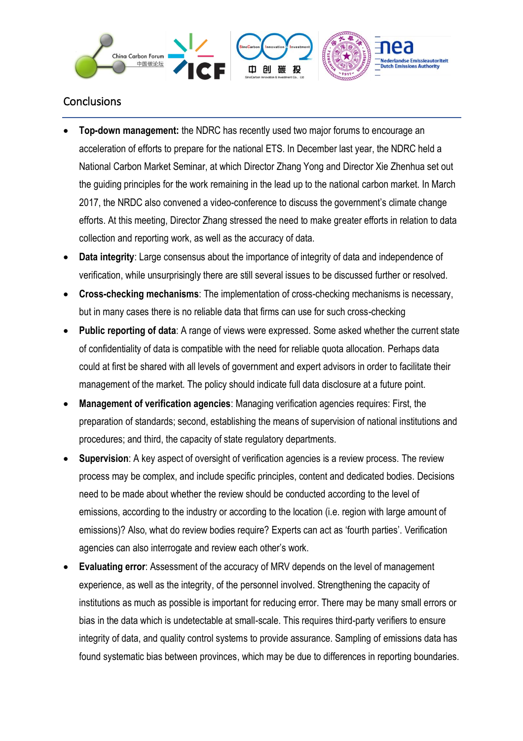## Conclusions

- **Top-down management:** the NDRC has recently used two major forums to encourage an acceleration of efforts to prepare for the national ETS. In December last year, the NDRC held a National Carbon Market Seminar, at which Director Zhang Yong and Director Xie Zhenhua set out the guiding principles for the work remaining in the lead up to the national carbon market. In March 2017, the NRDC also convened a video-conference to discuss the government's climate change efforts. At this meeting, Director Zhang stressed the need to make greater efforts in relation to data collection and reporting work, as well as the accuracy of data.
- **Data integrity**: Large consensus about the importance of integrity of data and independence of verification, while unsurprisingly there are still several issues to be discussed further or resolved.
- **Cross-checking mechanisms**: The implementation of cross-checking mechanisms is necessary, but in many cases there is no reliable data that firms can use for such cross-checking
- **Public reporting of data**: A range of views were expressed. Some asked whether the current state of confidentiality of data is compatible with the need for reliable quota allocation. Perhaps data could at first be shared with all levels of government and expert advisors in order to facilitate their management of the market. The policy should indicate full data disclosure at a future point.
- **Management of verification agencies**: Managing verification agencies requires: First, the preparation of standards; second, establishing the means of supervision of national institutions and procedures; and third, the capacity of state regulatory departments.
- **Supervision**: A key aspect of oversight of verification agencies is a review process. The review process may be complex, and include specific principles, content and dedicated bodies. Decisions need to be made about whether the review should be conducted according to the level of emissions, according to the industry or according to the location (i.e. region with large amount of emissions)? Also, what do review bodies require? Experts can act as 'fourth parties'. Verification agencies can also interrogate and review each other's work.
- **Evaluating error**: Assessment of the accuracy of MRV depends on the level of management experience, as well as the integrity, of the personnel involved. Strengthening the capacity of institutions as much as possible is important for reducing error. There may be many small errors or bias in the data which is undetectable at small-scale. This requires third-party verifiers to ensure integrity of data, and quality control systems to provide assurance. Sampling of emissions data has found systematic bias between provinces, which may be due to differences in reporting boundaries.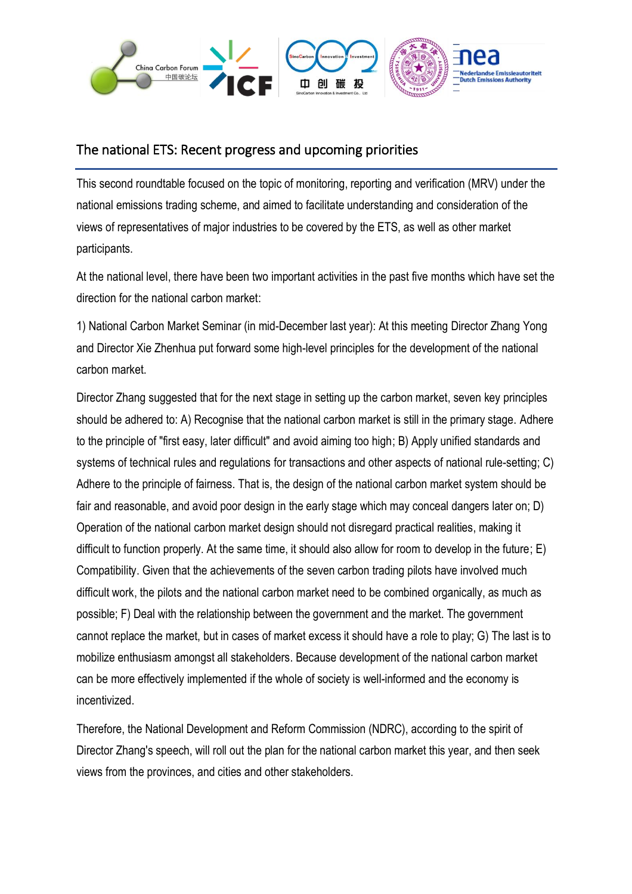## The national ETS: Recent progress and upcoming priorities

This second roundtable focused on the topic of monitoring, reporting and verification (MRV) under the national emissions trading scheme, and aimed to facilitate understanding and consideration of the views of representatives of major industries to be covered by the ETS, as well as other market participants.

At the national level, there have been two important activities in the past five months which have set the direction for the national carbon market:

1) National Carbon Market Seminar (in mid-December last year): At this meeting Director Zhang Yong and Director Xie Zhenhua put forward some high-level principles for the development of the national carbon market.

Director Zhang suggested that for the next stage in setting up the carbon market, seven key principles should be adhered to: A) Recognise that the national carbon market is still in the primary stage. Adhere to the principle of "first easy, later difficult" and avoid aiming too high; B) Apply unified standards and systems of technical rules and regulations for transactions and other aspects of national rule-setting; C) Adhere to the principle of fairness. That is, the design of the national carbon market system should be fair and reasonable, and avoid poor design in the early stage which may conceal dangers later on; D) Operation of the national carbon market design should not disregard practical realities, making it difficult to function properly. At the same time, it should also allow for room to develop in the future; E) Compatibility. Given that the achievements of the seven carbon trading pilots have involved much difficult work, the pilots and the national carbon market need to be combined organically, as much as possible; F) Deal with the relationship between the government and the market. The government cannot replace the market, but in cases of market excess it should have a role to play; G) The last is to mobilize enthusiasm amongst all stakeholders. Because development of the national carbon market can be more effectively implemented if the whole of society is well-informed and the economy is incentivized.

Therefore, the National Development and Reform Commission (NDRC), according to the spirit of Director Zhang's speech, will roll out the plan for the national carbon market this year, and then seek views from the provinces, and cities and other stakeholders.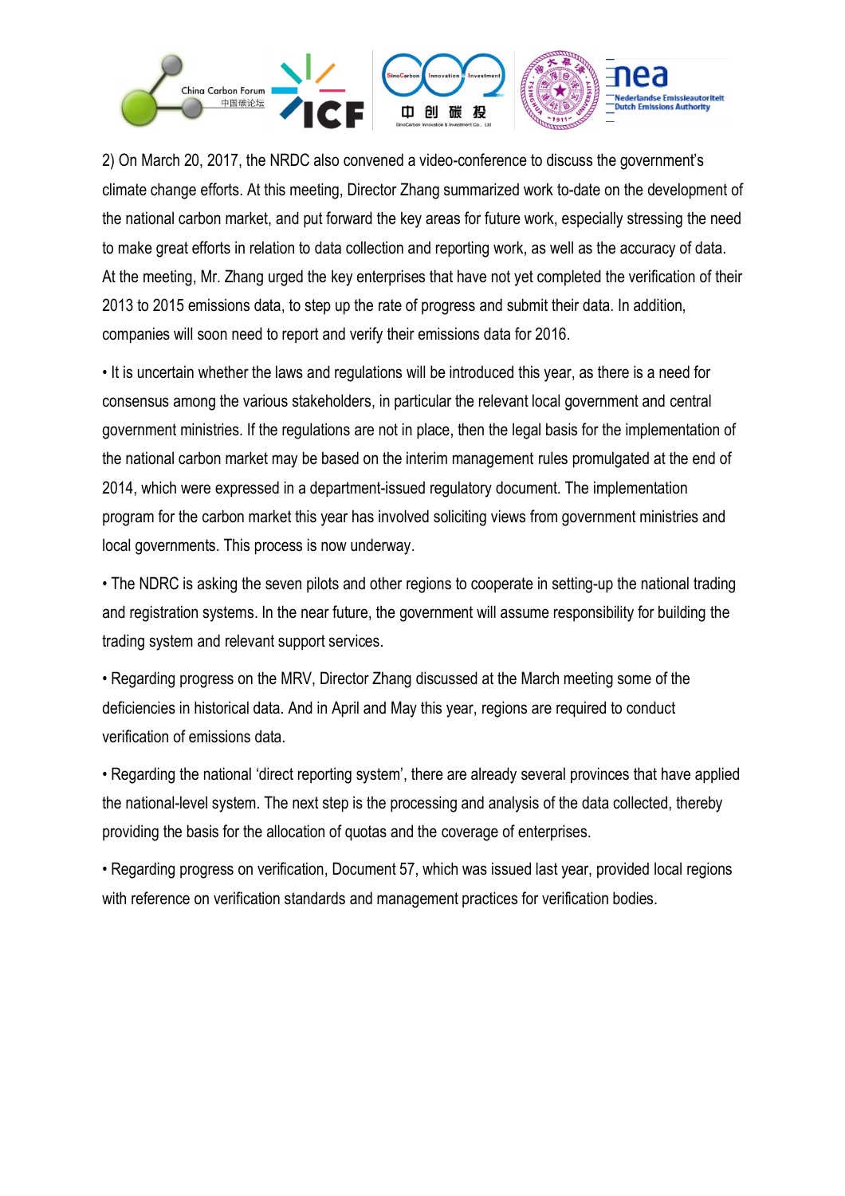2) On March 20, 2017, the NRDC also convened a video-conference to discuss the government's climate change efforts. At this meeting, Director Zhang summarized work to-date on the development of the national carbon market, and put forward the key areas for future work, especially stressing the need to make great efforts in relation to data collection and reporting work, as well as the accuracy of data. At the meeting, Mr. Zhang urged the key enterprises that have not yet completed the verification of their 2013 to 2015 emissions data, to step up the rate of progress and submit their data. In addition, companies will soon need to report and verify their emissions data for 2016.

• It is uncertain whether the laws and regulations will be introduced this year, as there is a need for consensus among the various stakeholders, in particular the relevant local government and central government ministries. If the regulations are not in place, then the legal basis for the implementation of the national carbon market may be based on the interim management rules promulgated at the end of 2014, which were expressed in a department-issued regulatory document. The implementation program for the carbon market this year has involved soliciting views from government ministries and local governments. This process is now underway.

• The NDRC is asking the seven pilots and other regions to cooperate in setting-up the national trading and registration systems. In the near future, the government will assume responsibility for building the trading system and relevant support services.

• Regarding progress on the MRV, Director Zhang discussed at the March meeting some of the deficiencies in historical data. And in April and May this year, regions are required to conduct verification of emissions data.

• Regarding the national 'direct reporting system', there are already several provinces that have applied the national-level system. The next step is the processing and analysis of the data collected, thereby providing the basis for the allocation of quotas and the coverage of enterprises.

• Regarding progress on verification, Document 57, which was issued last year, provided local regions with reference on verification standards and management practices for verification bodies.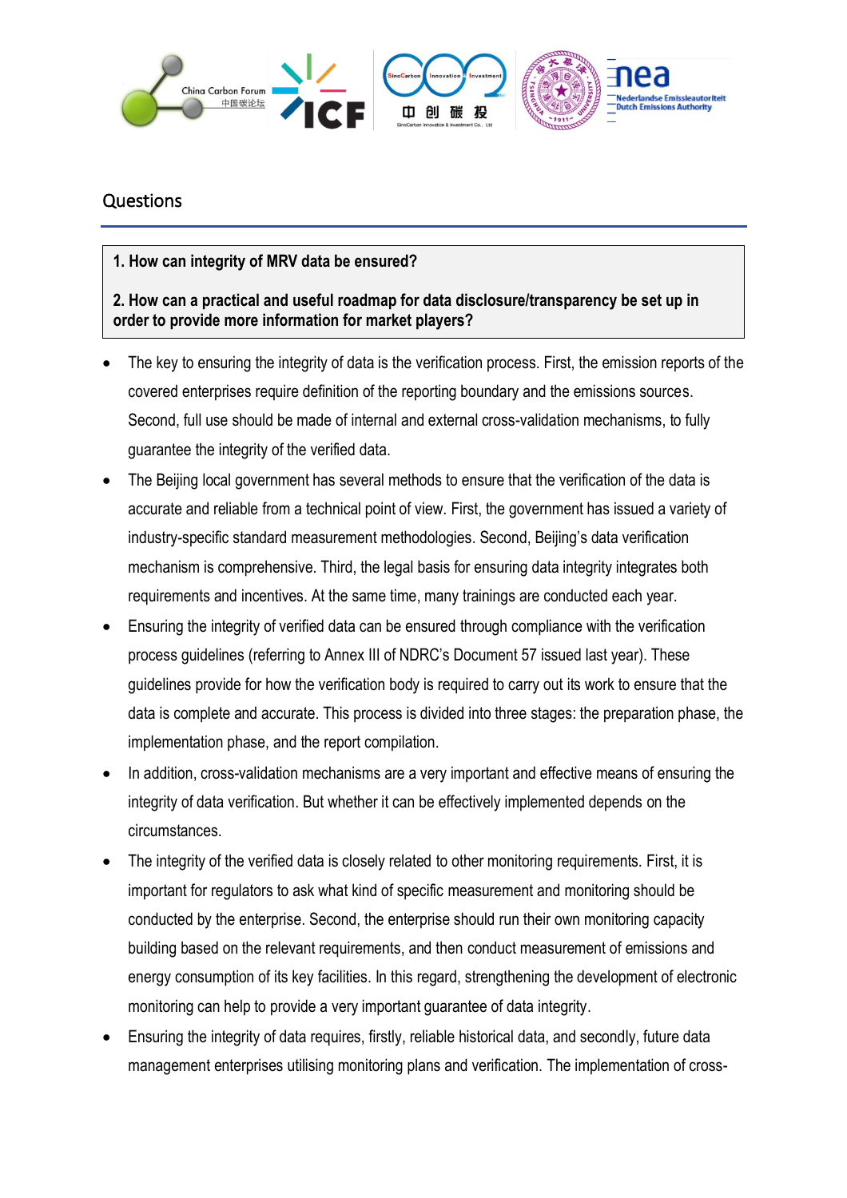## Questions

**1. How can integrity of MRV data be ensured?**

**2. How can a practical and useful roadmap for data disclosure/transparency be set up in order to provide more information for market players?**

- The key to ensuring the integrity of data is the verification process. First, the emission reports of the covered enterprises require definition of the reporting boundary and the emissions sources. Second, full use should be made of internal and external cross-validation mechanisms, to fully guarantee the integrity of the verified data.
- The Beijing local government has several methods to ensure that the verification of the data is accurate and reliable from a technical point of view. First, the government has issued a variety of industry-specific standard measurement methodologies. Second, Beijing's data verification mechanism is comprehensive. Third, the legal basis for ensuring data integrity integrates both requirements and incentives. At the same time, many trainings are conducted each year.
- Ensuring the integrity of verified data can be ensured through compliance with the verification process guidelines (referring to Annex III of NDRC's Document 57 issued last year). These guidelines provide for how the verification body is required to carry out its work to ensure that the data is complete and accurate. This process is divided into three stages: the preparation phase, the implementation phase, and the report compilation.
- In addition, cross-validation mechanisms are a very important and effective means of ensuring the integrity of data verification. But whether it can be effectively implemented depends on the circumstances.
- The integrity of the verified data is closely related to other monitoring requirements. First, it is important for regulators to ask what kind of specific measurement and monitoring should be conducted by the enterprise. Second, the enterprise should run their own monitoring capacity building based on the relevant requirements, and then conduct measurement of emissions and energy consumption of its key facilities. In this regard, strengthening the development of electronic monitoring can help to provide a very important guarantee of data integrity.
- Ensuring the integrity of data requires, firstly, reliable historical data, and secondly, future data management enterprises utilising monitoring plans and verification. The implementation of cross-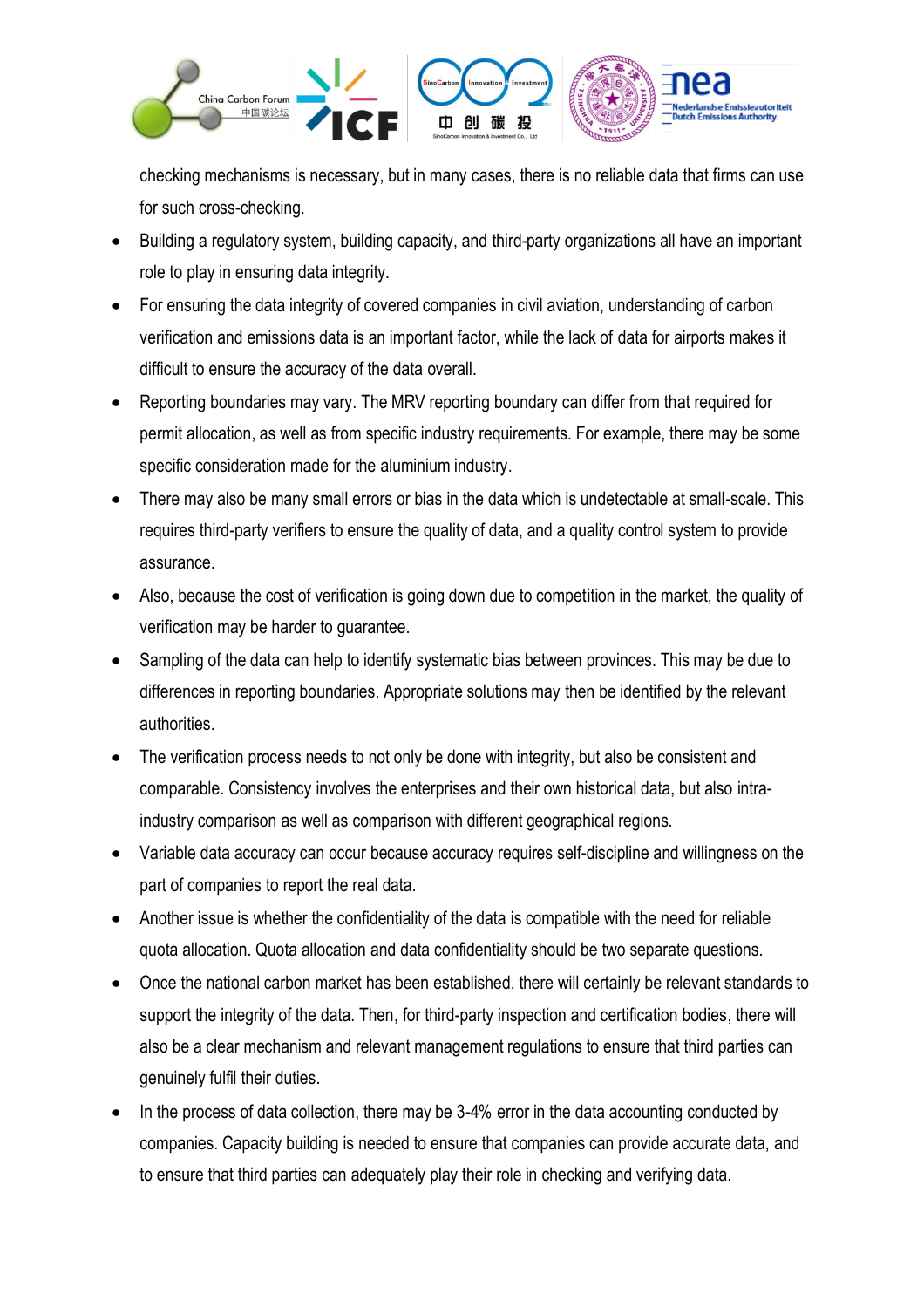checking mechanisms is necessary, but in many cases, there is no reliable data that firms can use for such cross-checking.

- Building a regulatory system, building capacity, and third-party organizations all have an important role to play in ensuring data integrity.
- For ensuring the data integrity of covered companies in civil aviation, understanding of carbon verification and emissions data is an important factor, while the lack of data for airports makes it difficult to ensure the accuracy of the data overall.
- Reporting boundaries may vary. The MRV reporting boundary can differ from that required for permit allocation, as well as from specific industry requirements. For example, there may be some specific consideration made for the aluminium industry.
- There may also be many small errors or bias in the data which is undetectable at small-scale. This requires third-party verifiers to ensure the quality of data, and a quality control system to provide assurance.
- Also, because the cost of verification is going down due to competition in the market, the quality of verification may be harder to guarantee.
- Sampling of the data can help to identify systematic bias between provinces. This may be due to differences in reporting boundaries. Appropriate solutions may then be identified by the relevant authorities.
- The verification process needs to not only be done with integrity, but also be consistent and comparable. Consistency involves the enterprises and their own historical data, but also intra-industry comparison as well as comparison with different geographical regions.
- Variable data accuracy can occur because accuracy requires self-discipline and willingness on the part of companies to report the real data.
- Another issue is whether the confidentiality of the data is compatible with the need for reliable quota allocation. Quota allocation and data confidentiality should be two separate questions.
- Once the national carbon market has been established, there will certainly be relevant standards to support the integrity of the data. Then, for third-party inspection and certification bodies, there will also be a clear mechanism and relevant management regulations to ensure that third parties can genuinely fulfil their duties.
- In the process of data collection, there may be 3-4% error in the data accounting conducted by companies. Capacity building is needed to ensure that companies can provide accurate data, and to ensure that third parties can adequately play their role in checking and verifying data.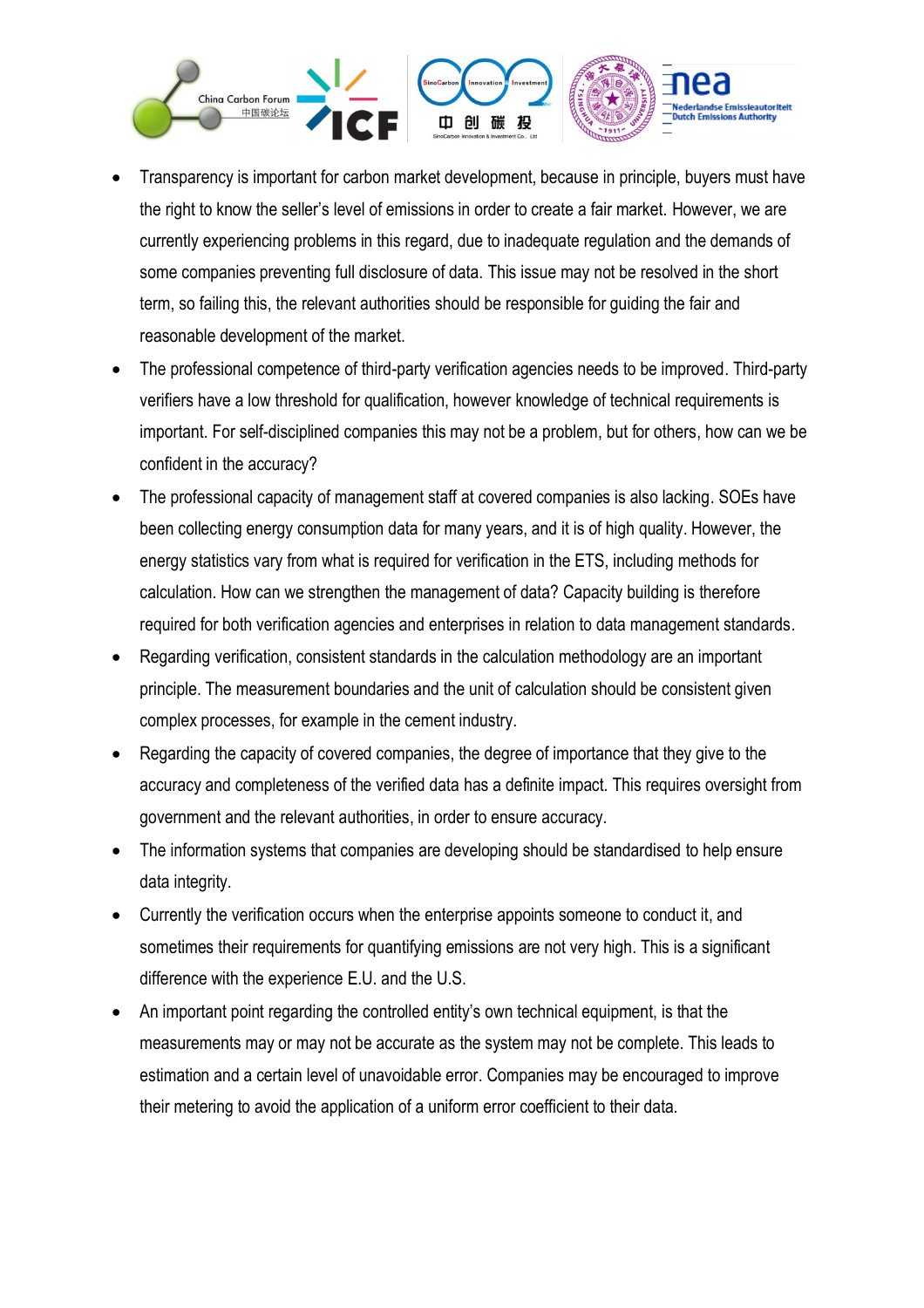- Transparency is important for carbon market development, because in principle, buyers must have the right to know the seller's level of emissions in order to create a fair market. However, we are currently experiencing problems in this regard, due to inadequate regulation and the demands of some companies preventing full disclosure of data. This issue may not be resolved in the short term, so failing this, the relevant authorities should be responsible for guiding the fair and reasonable development of the market.
- The professional competence of third-party verification agencies needs to be improved. Third-party verifiers have a low threshold for qualification, however knowledge of technical requirements is important. For self-disciplined companies this may not be a problem, but for others, how can we be confident in the accuracy?
- The professional capacity of management staff at covered companies is also lacking. SOEs have been collecting energy consumption data for many years, and it is of high quality. However, the energy statistics vary from what is required for verification in the ETS, including methods for calculation. How can we strengthen the management of data? Capacity building is therefore required for both verification agencies and enterprises in relation to data management standards.
- Regarding verification, consistent standards in the calculation methodology are an important principle. The measurement boundaries and the unit of calculation should be consistent given complex processes, for example in the cement industry.
- Regarding the capacity of covered companies, the degree of importance that they give to the accuracy and completeness of the verified data has a definite impact. This requires oversight from government and the relevant authorities, in order to ensure accuracy.
- The information systems that companies are developing should be standardised to help ensure data integrity.
- Currently the verification occurs when the enterprise appoints someone to conduct it, and sometimes their requirements for quantifying emissions are not very high. This is a significant difference with the experience E.U. and the U.S.
- An important point regarding the controlled entity's own technical equipment, is that the measurements may or may not be accurate as the system may not be complete. This leads to estimation and a certain level of unavoidable error. Companies may be encouraged to improve their metering to avoid the application of a uniform error coefficient to their data.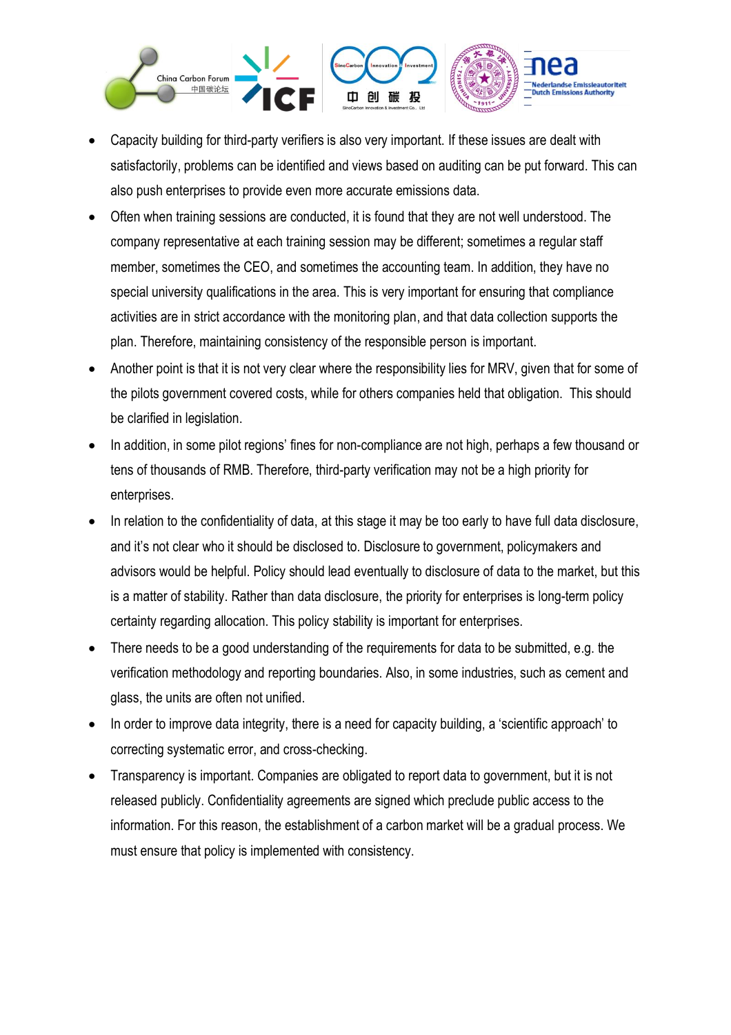- Capacity building for third-party verifiers is also very important. If these issues are dealt with satisfactorily, problems can be identified and views based on auditing can be put forward. This can also push enterprises to provide even more accurate emissions data.
- Often when training sessions are conducted, it is found that they are not well understood. The company representative at each training session may be different; sometimes a regular staff member, sometimes the CEO, and sometimes the accounting team. In addition, they have no special university qualifications in the area. This is very important for ensuring that compliance activities are in strict accordance with the monitoring plan, and that data collection supports the plan. Therefore, maintaining consistency of the responsible person is important.
- Another point is that it is not very clear where the responsibility lies for MRV, given that for some of the pilots government covered costs, while for others companies held that obligation. This should be clarified in legislation.
- In addition, in some pilot regions' fines for non-compliance are not high, perhaps a few thousand or tens of thousands of RMB. Therefore, third-party verification may not be a high priority for enterprises.
- In relation to the confidentiality of data, at this stage it may be too early to have full data disclosure, and it's not clear who it should be disclosed to. Disclosure to government, policymakers and advisors would be helpful. Policy should lead eventually to disclosure of data to the market, but this is a matter of stability. Rather than data disclosure, the priority for enterprises is long-term policy certainty regarding allocation. This policy stability is important for enterprises.
- There needs to be a good understanding of the requirements for data to be submitted, e.g. the verification methodology and reporting boundaries. Also, in some industries, such as cement and glass, the units are often not unified.
- In order to improve data integrity, there is a need for capacity building, a 'scientific approach' to correcting systematic error, and cross-checking.
- Transparency is important. Companies are obligated to report data to government, but it is not released publicly. Confidentiality agreements are signed which preclude public access to the information. For this reason, the establishment of a carbon market will be a gradual process. We must ensure that policy is implemented with consistency.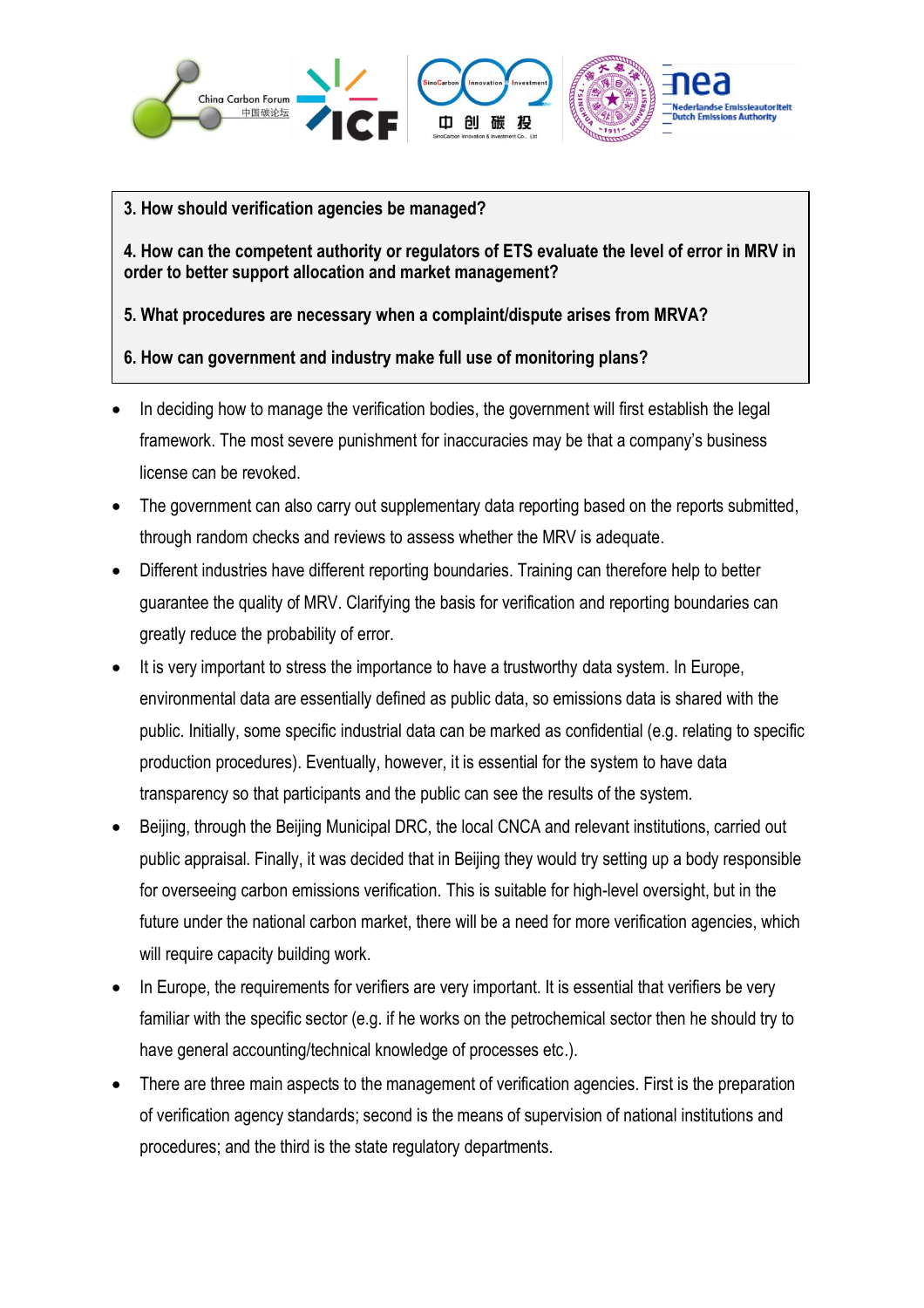**3. How should verification agencies be managed?**

**4. How can the competent authority or regulators of ETS evaluate the level of error in MRV in order to better support allocation and market management?**

**5. What procedures are necessary when a complaint/dispute arises from MRVA?**

**6. How can government and industry make full use of monitoring plans?**

- In deciding how to manage the verification bodies, the government will first establish the legal framework. The most severe punishment for inaccuracies may be that a company's business license can be revoked.
- The government can also carry out supplementary data reporting based on the reports submitted, through random checks and reviews to assess whether the MRV is adequate.
- Different industries have different reporting boundaries. Training can therefore help to better guarantee the quality of MRV. Clarifying the basis for verification and reporting boundaries can greatly reduce the probability of error.
- It is very important to stress the importance to have a trustworthy data system. In Europe, environmental data are essentially defined as public data, so emissions data is shared with the public. Initially, some specific industrial data can be marked as confidential (e.g. relating to specific production procedures). Eventually, however, it is essential for the system to have data transparency so that participants and the public can see the results of the system.
- Beijing, through the Beijing Municipal DRC, the local CNCA and relevant institutions, carried out public appraisal. Finally, it was decided that in Beijing they would try setting up a body responsible for overseeing carbon emissions verification. This is suitable for high-level oversight, but in the future under the national carbon market, there will be a need for more verification agencies, which will require capacity building work.
- In Europe, the requirements for verifiers are very important. It is essential that verifiers be very familiar with the specific sector (e.g. if he works on the petrochemical sector then he should try to have general accounting/technical knowledge of processes etc.).
- There are three main aspects to the management of verification agencies. First is the preparation of verification agency standards; second is the means of supervision of national institutions and procedures; and the third is the state regulatory departments.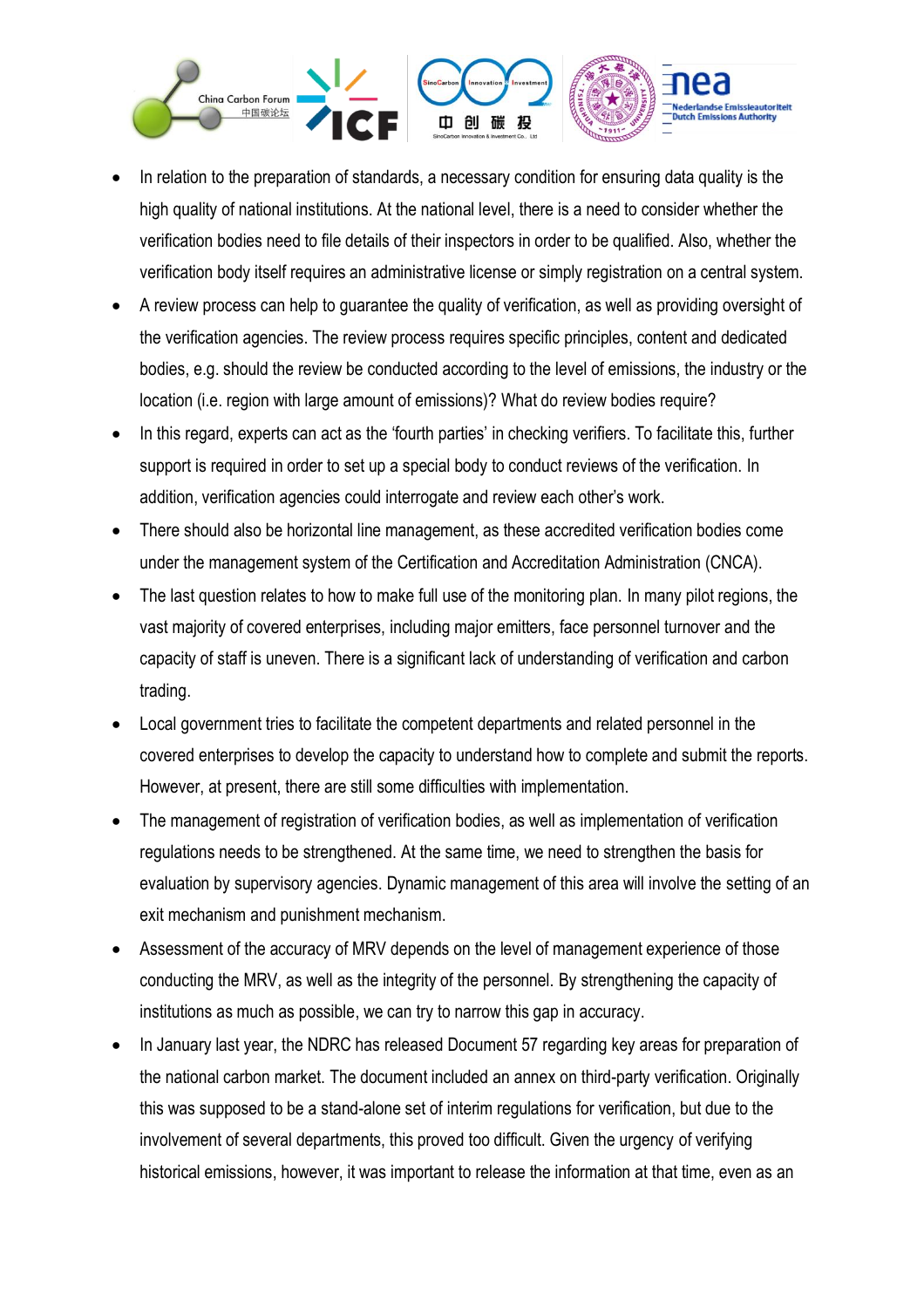- In relation to the preparation of standards, a necessary condition for ensuring data quality is the high quality of national institutions. At the national level, there is a need to consider whether the verification bodies need to file details of their inspectors in order to be qualified. Also, whether the verification body itself requires an administrative license or simply registration on a central system.
- A review process can help to guarantee the quality of verification, as well as providing oversight of the verification agencies. The review process requires specific principles, content and dedicated bodies, e.g. should the review be conducted according to the level of emissions, the industry or the location (i.e. region with large amount of emissions)? What do review bodies require?
- In this regard, experts can act as the 'fourth parties' in checking verifiers. To facilitate this, further support is required in order to set up a special body to conduct reviews of the verification. In addition, verification agencies could interrogate and review each other's work.
- There should also be horizontal line management, as these accredited verification bodies come under the management system of the Certification and Accreditation Administration (CNCA).
- The last question relates to how to make full use of the monitoring plan. In many pilot regions, the vast majority of covered enterprises, including major emitters, face personnel turnover and the capacity of staff is uneven. There is a significant lack of understanding of verification and carbon trading.
- Local government tries to facilitate the competent departments and related personnel in the covered enterprises to develop the capacity to understand how to complete and submit the reports. However, at present, there are still some difficulties with implementation.
- The management of registration of verification bodies, as well as implementation of verification regulations needs to be strengthened. At the same time, we need to strengthen the basis for evaluation by supervisory agencies. Dynamic management of this area will involve the setting of an exit mechanism and punishment mechanism.
- Assessment of the accuracy of MRV depends on the level of management experience of those conducting the MRV, as well as the integrity of the personnel. By strengthening the capacity of institutions as much as possible, we can try to narrow this gap in accuracy.
- In January last year, the NDRC has released Document 57 regarding key areas for preparation of the national carbon market. The document included an annex on third-party verification. Originally this was supposed to be a stand-alone set of interim regulations for verification, but due to the involvement of several departments, this proved too difficult. Given the urgency of verifying historical emissions, however, it was important to release the information at that time, even as an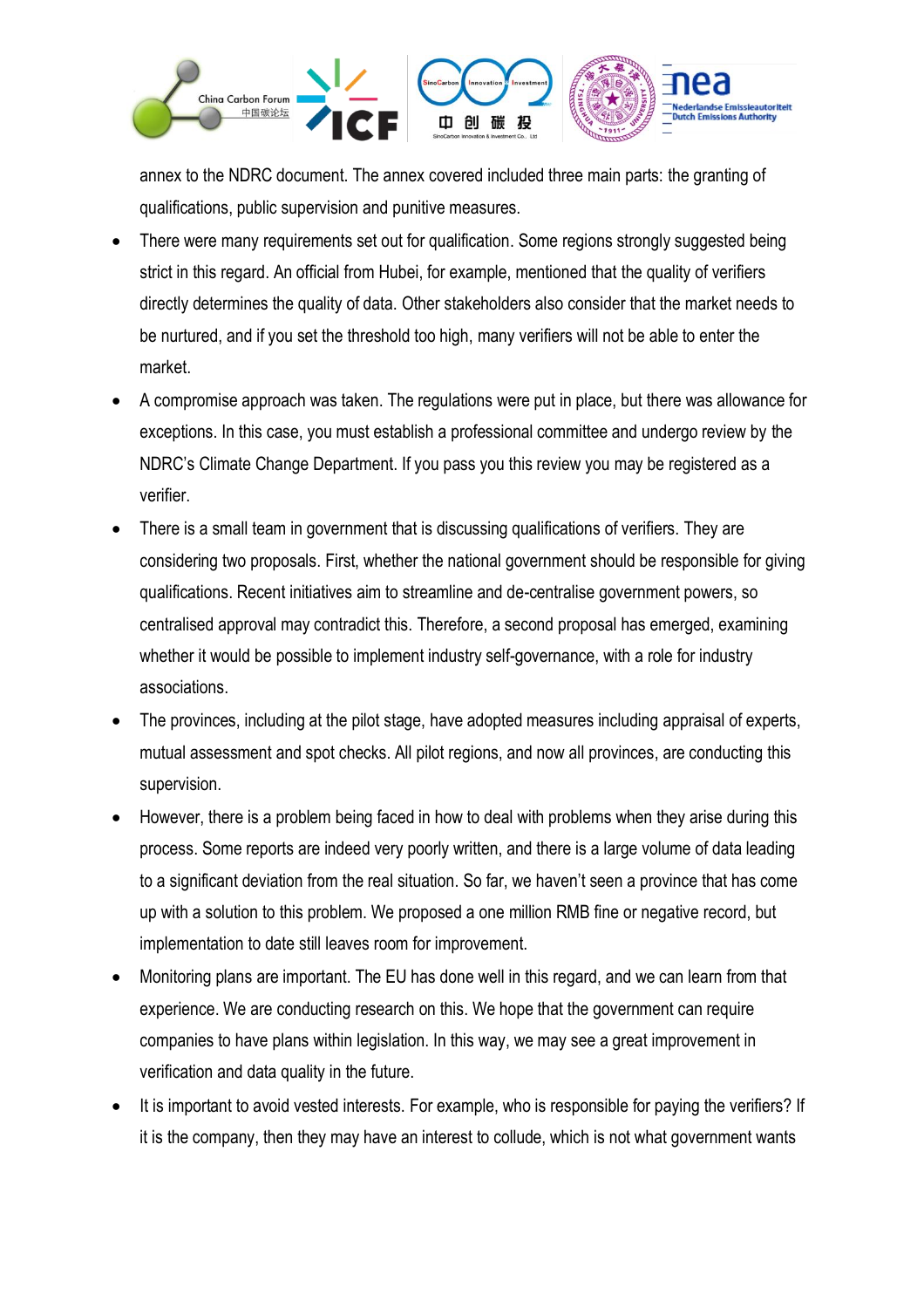annex to the NDRC document. The annex covered included three main parts: the granting of qualifications, public supervision and punitive measures.

- There were many requirements set out for qualification. Some regions strongly suggested being strict in this regard. An official from Hubei, for example, mentioned that the quality of verifiers directly determines the quality of data. Other stakeholders also consider that the market needs to be nurtured, and if you set the threshold too high, many verifiers will not be able to enter the market.
- A compromise approach was taken. The regulations were put in place, but there was allowance for exceptions. In this case, you must establish a professional committee and undergo review by the NDRC's Climate Change Department. If you pass you this review you may be registered as a verifier.
- There is a small team in government that is discussing qualifications of verifiers. They are considering two proposals. First, whether the national government should be responsible for giving qualifications. Recent initiatives aim to streamline and de-centralise government powers, so centralised approval may contradict this. Therefore, a second proposal has emerged, examining whether it would be possible to implement industry self-governance, with a role for industry associations.
- The provinces, including at the pilot stage, have adopted measures including appraisal of experts, mutual assessment and spot checks. All pilot regions, and now all provinces, are conducting this supervision.
- However, there is a problem being faced in how to deal with problems when they arise during this process. Some reports are indeed very poorly written, and there is a large volume of data leading to a significant deviation from the real situation. So far, we haven't seen a province that has come up with a solution to this problem. We proposed a one million RMB fine or negative record, but implementation to date still leaves room for improvement.
- Monitoring plans are important. The EU has done well in this regard, and we can learn from that experience. We are conducting research on this. We hope that the government can require companies to have plans within legislation. In this way, we may see a great improvement in verification and data quality in the future.
- It is important to avoid vested interests. For example, who is responsible for paying the verifiers? If it is the company, then they may have an interest to collude, which is not what government wants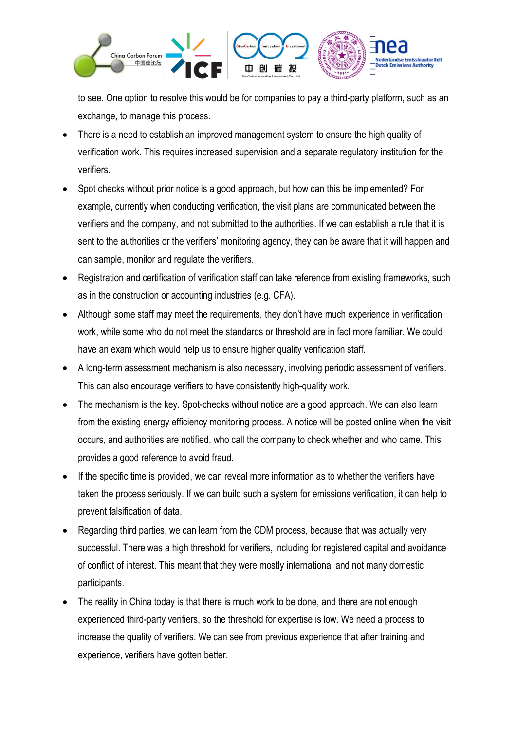to see. One option to resolve this would be for companies to pay a third-party platform, such as an exchange, to manage this process.

- There is a need to establish an improved management system to ensure the high quality of verification work. This requires increased supervision and a separate regulatory institution for the verifiers.
- Spot checks without prior notice is a good approach, but how can this be implemented? For example, currently when conducting verification, the visit plans are communicated between the verifiers and the company, and not submitted to the authorities. If we can establish a rule that it is sent to the authorities or the verifiers' monitoring agency, they can be aware that it will happen and can sample, monitor and regulate the verifiers.
- Registration and certification of verification staff can take reference from existing frameworks, such as in the construction or accounting industries (e.g. CFA).
- Although some staff may meet the requirements, they don't have much experience in verification work, while some who do not meet the standards or threshold are in fact more familiar. We could have an exam which would help us to ensure higher quality verification staff.
- A long-term assessment mechanism is also necessary, involving periodic assessment of verifiers. This can also encourage verifiers to have consistently high-quality work.
- The mechanism is the key. Spot-checks without notice are a good approach. We can also learn from the existing energy efficiency monitoring process. A notice will be posted online when the visit occurs, and authorities are notified, who call the company to check whether and who came. This provides a good reference to avoid fraud.
- If the specific time is provided, we can reveal more information as to whether the verifiers have taken the process seriously. If we can build such a system for emissions verification, it can help to prevent falsification of data.
- Regarding third parties, we can learn from the CDM process, because that was actually very successful. There was a high threshold for verifiers, including for registered capital and avoidance of conflict of interest. This meant that they were mostly international and not many domestic participants.
- The reality in China today is that there is much work to be done, and there are not enough experienced third-party verifiers, so the threshold for expertise is low. We need a process to increase the quality of verifiers. We can see from previous experience that after training and experience, verifiers have gotten better.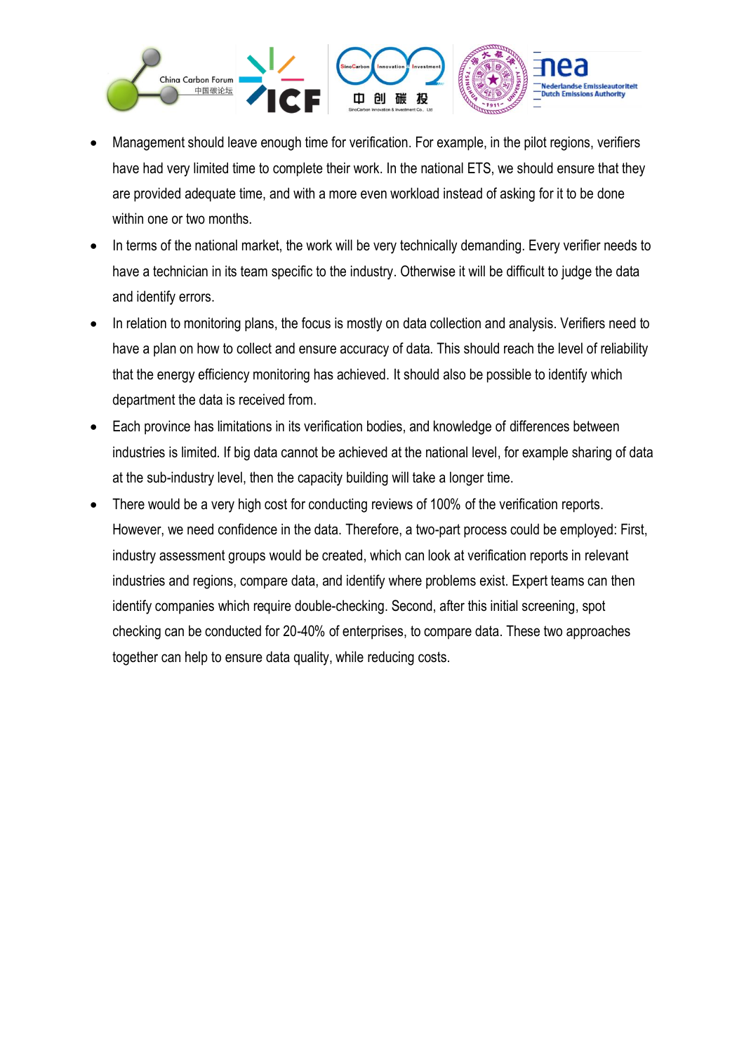- Management should leave enough time for verification. For example, in the pilot regions, verifiers have had very limited time to complete their work. In the national ETS, we should ensure that they are provided adequate time, and with a more even workload instead of asking for it to be done within one or two months.
- In terms of the national market, the work will be very technically demanding. Every verifier needs to have a technician in its team specific to the industry. Otherwise it will be difficult to judge the data and identify errors.
- In relation to monitoring plans, the focus is mostly on data collection and analysis. Verifiers need to have a plan on how to collect and ensure accuracy of data. This should reach the level of reliability that the energy efficiency monitoring has achieved. It should also be possible to identify which department the data is received from.
- Each province has limitations in its verification bodies, and knowledge of differences between industries is limited. If big data cannot be achieved at the national level, for example sharing of data at the sub-industry level, then the capacity building will take a longer time.
- There would be a very high cost for conducting reviews of 100% of the verification reports. However, we need confidence in the data. Therefore, a two-part process could be employed: First, industry assessment groups would be created, which can look at verification reports in relevant industries and regions, compare data, and identify where problems exist. Expert teams can then identify companies which require double-checking. Second, after this initial screening, spot checking can be conducted for 20-40% of enterprises, to compare data. These two approaches together can help to ensure data quality, while reducing costs.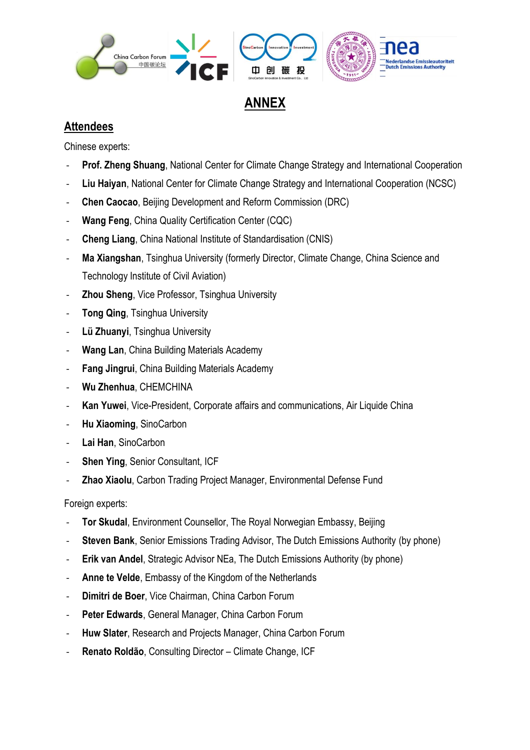# ANNEX

## Attendees

Chinese experts:

- **Prof. Zheng Shuang**, National Center for Climate Change Strategy and International Cooperation
- **Liu Haiyan**, National Center for Climate Change Strategy and International Cooperation (NCSC)
- **Chen Caocao**, Beijing Development and Reform Commission (DRC)
- **Wang Feng**, China Quality Certification Center (CQC)
- **Cheng Liang**, China National Institute of Standardisation (CNIS)
- **Ma Xiangshan**, Tsinghua University (formerly Director, Climate Change, China Science and Technology Institute of Civil Aviation)
- **Zhou Sheng**, Vice Professor, Tsinghua University
- **Tong Qing**, Tsinghua University
- **Lü Zhuanyi**, Tsinghua University
- **Wang Lan**, China Building Materials Academy
- **Fang Jingrui**, China Building Materials Academy
- **Wu Zhenhua**, CHEMCHINA
- **Kan Yuwei**, Vice-President, Corporate affairs and communications, Air Liquide China
- **Hu Xiaoming**, SinoCarbon
- **Lai Han**, SinoCarbon
- **Shen Ying**, Senior Consultant, ICF
- **Zhao Xiaolu**, Carbon Trading Project Manager, Environmental Defense Fund

Foreign experts:

- **Tor Skudal**, Environment Counsellor, The Royal Norwegian Embassy, Beijing
- **Steven Bank**, Senior Emissions Trading Advisor, The Dutch Emissions Authority (by phone)
- **Erik van Andel**, Strategic Advisor NEa, The Dutch Emissions Authority (by phone)
- **Anne te Velde**, Embassy of the Kingdom of the Netherlands
- **Dimitri de Boer**, Vice Chairman, China Carbon Forum
- **Peter Edwards**, General Manager, China Carbon Forum
- **Huw Slater**, Research and Projects Manager, China Carbon Forum
- **Renato Roldão**, Consulting Director – Climate Change, ICF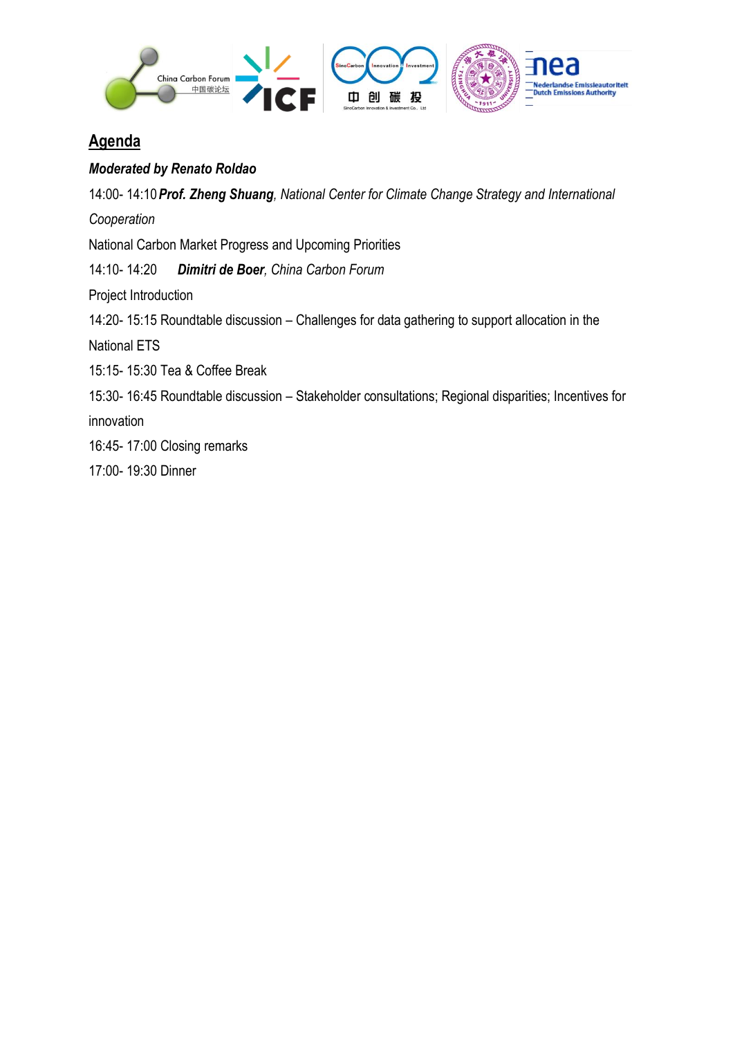## Agenda

***Moderated by Renato Roldao***

14:00- 14:10 ***Prof. Zheng Shuang***, *National Center for Climate Change Strategy and International Cooperation*

National Carbon Market Progress and Upcoming Priorities

14:10- 14:20 ***Dimitri de Boer***, *China Carbon Forum*

Project Introduction

14:20- 15:15 Roundtable discussion – Challenges for data gathering to support allocation in the National ETS

15:15- 15:30 Tea & Coffee Break

15:30- 16:45 Roundtable discussion – Stakeholder consultations; Regional disparities; Incentives for innovation

16:45- 17:00 Closing remarks

17:00- 19:30 Dinner